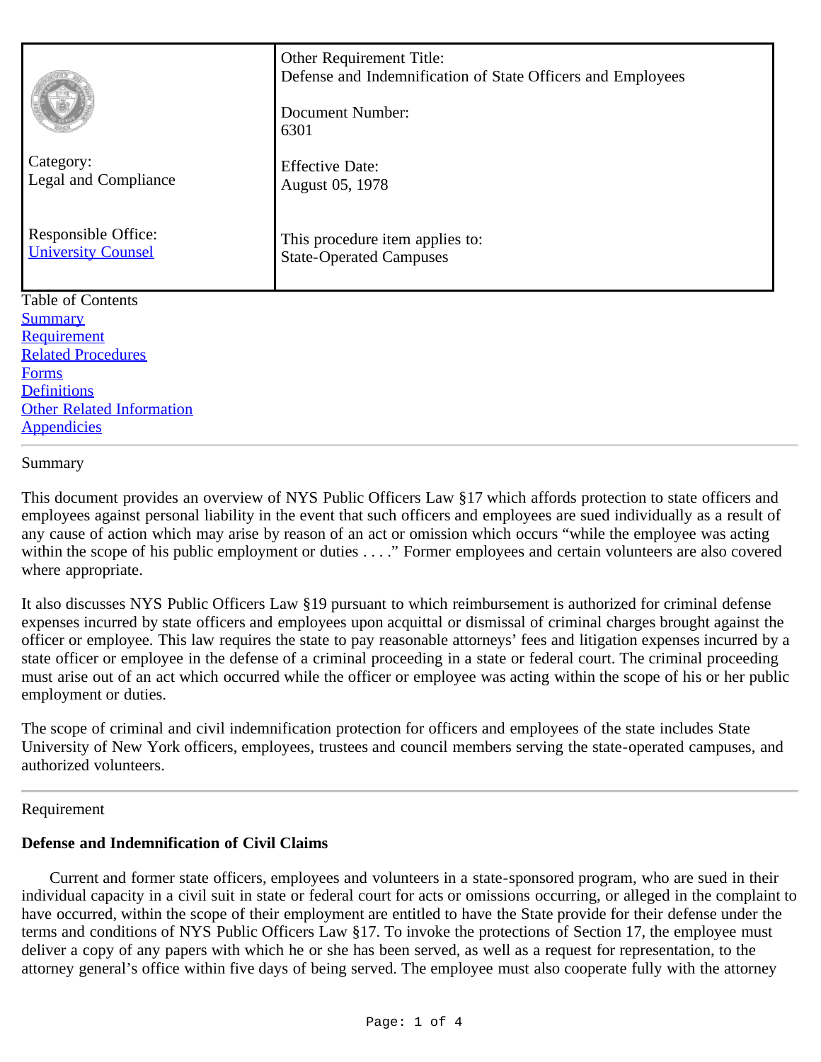| | |
|---|---|
| Category:<br>Legal and Compliance | Other Requirement Title:<br>Defense and Indemnification of State Officers and Employees<br><br>Document Number:<br>6301<br><br>Effective Date:<br>August 05, 1978 |
| Responsible Office:<br>University Counsel | This procedure item applies to:<br>State-Operated Campuses |

Table of Contents
- Summary
- Requirement
- Related Procedures
- Forms
- Definitions
- Other Related Information
- Appendicies

---

## Summary

This document provides an overview of NYS Public Officers Law §17 which affords protection to state officers and employees against personal liability in the event that such officers and employees are sued individually as a result of any cause of action which may arise by reason of an act or omission which occurs "while the employee was acting within the scope of his public employment or duties . . . ." Former employees and certain volunteers are also covered where appropriate.

It also discusses NYS Public Officers Law §19 pursuant to which reimbursement is authorized for criminal defense expenses incurred by state officers and employees upon acquittal or dismissal of criminal charges brought against the officer or employee. This law requires the state to pay reasonable attorneys' fees and litigation expenses incurred by a state officer or employee in the defense of a criminal proceeding in a state or federal court. The criminal proceeding must arise out of an act which occurred while the officer or employee was acting within the scope of his or her public employment or duties.

The scope of criminal and civil indemnification protection for officers and employees of the state includes State University of New York officers, employees, trustees and council members serving the state-operated campuses, and authorized volunteers.

---

## Requirement

**Defense and Indemnification of Civil Claims**

Current and former state officers, employees and volunteers in a state-sponsored program, who are sued in their individual capacity in a civil suit in state or federal court for acts or omissions occurring, or alleged in the complaint to have occurred, within the scope of their employment are entitled to have the State provide for their defense under the terms and conditions of NYS Public Officers Law §17. To invoke the protections of Section 17, the employee must deliver a copy of any papers with which he or she has been served, as well as a request for representation, to the attorney general's office within five days of being served. The employee must also cooperate fully with the attorney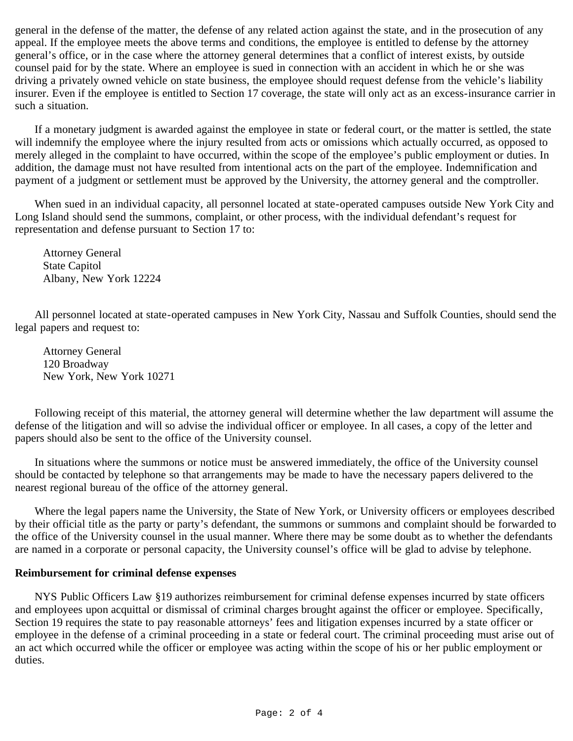general in the defense of the matter, the defense of any related action against the state, and in the prosecution of any appeal. If the employee meets the above terms and conditions, the employee is entitled to defense by the attorney general's office, or in the case where the attorney general determines that a conflict of interest exists, by outside counsel paid for by the state. Where an employee is sued in connection with an accident in which he or she was driving a privately owned vehicle on state business, the employee should request defense from the vehicle's liability insurer. Even if the employee is entitled to Section 17 coverage, the state will only act as an excess-insurance carrier in such a situation.

If a monetary judgment is awarded against the employee in state or federal court, or the matter is settled, the state will indemnify the employee where the injury resulted from acts or omissions which actually occurred, as opposed to merely alleged in the complaint to have occurred, within the scope of the employee's public employment or duties. In addition, the damage must not have resulted from intentional acts on the part of the employee. Indemnification and payment of a judgment or settlement must be approved by the University, the attorney general and the comptroller.

When sued in an individual capacity, all personnel located at state-operated campuses outside New York City and Long Island should send the summons, complaint, or other process, with the individual defendant's request for representation and defense pursuant to Section 17 to:

Attorney General
State Capitol
Albany, New York 12224

All personnel located at state-operated campuses in New York City, Nassau and Suffolk Counties, should send the legal papers and request to:

Attorney General
120 Broadway
New York, New York 10271

Following receipt of this material, the attorney general will determine whether the law department will assume the defense of the litigation and will so advise the individual officer or employee. In all cases, a copy of the letter and papers should also be sent to the office of the University counsel.

In situations where the summons or notice must be answered immediately, the office of the University counsel should be contacted by telephone so that arrangements may be made to have the necessary papers delivered to the nearest regional bureau of the office of the attorney general.

Where the legal papers name the University, the State of New York, or University officers or employees described by their official title as the party or party's defendant, the summons or summons and complaint should be forwarded to the office of the University counsel in the usual manner. Where there may be some doubt as to whether the defendants are named in a corporate or personal capacity, the University counsel's office will be glad to advise by telephone.

**Reimbursement for criminal defense expenses**

NYS Public Officers Law §19 authorizes reimbursement for criminal defense expenses incurred by state officers and employees upon acquittal or dismissal of criminal charges brought against the officer or employee. Specifically, Section 19 requires the state to pay reasonable attorneys' fees and litigation expenses incurred by a state officer or employee in the defense of a criminal proceeding in a state or federal court. The criminal proceeding must arise out of an act which occurred while the officer or employee was acting within the scope of his or her public employment or duties.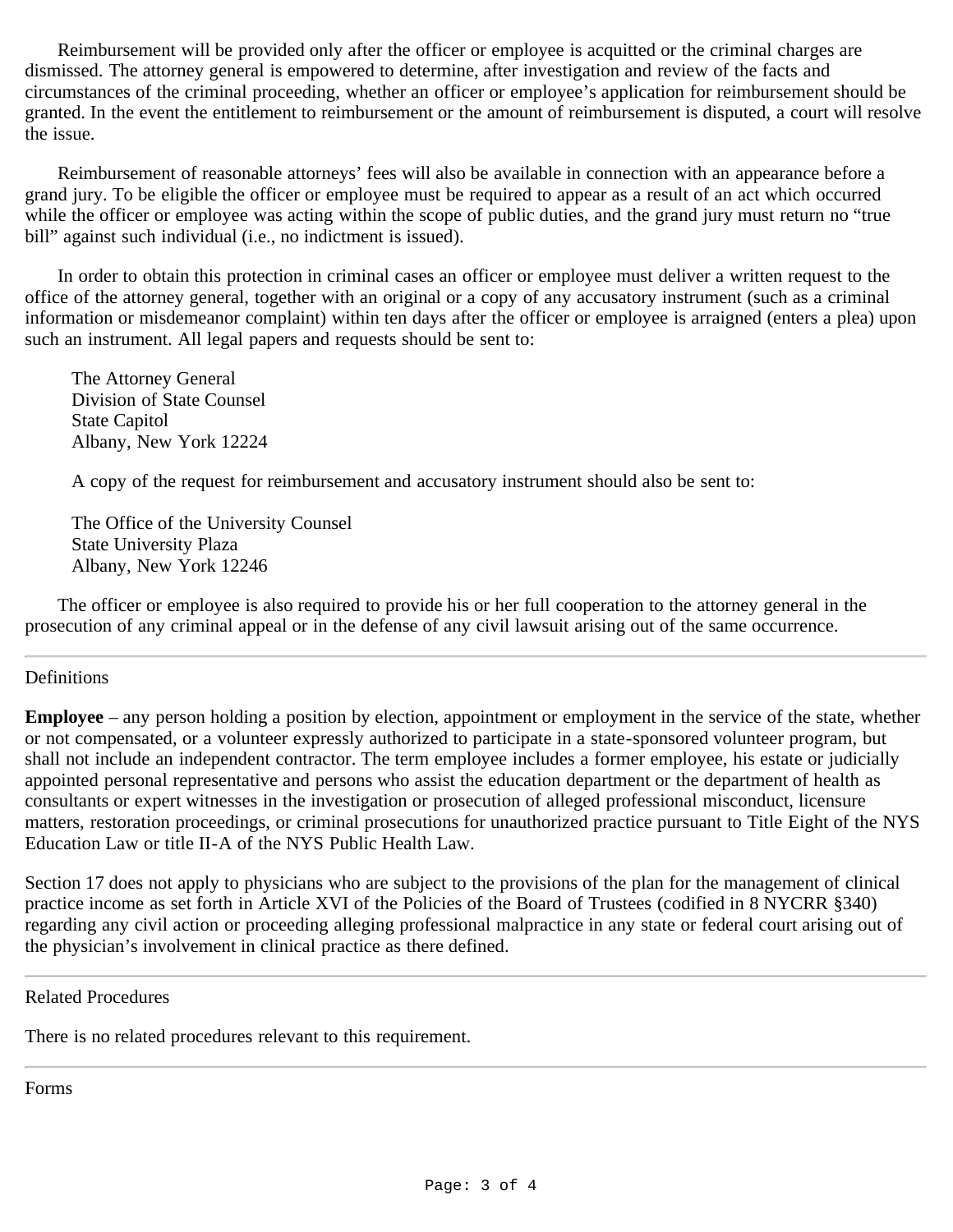Reimbursement will be provided only after the officer or employee is acquitted or the criminal charges are dismissed. The attorney general is empowered to determine, after investigation and review of the facts and circumstances of the criminal proceeding, whether an officer or employee's application for reimbursement should be granted. In the event the entitlement to reimbursement or the amount of reimbursement is disputed, a court will resolve the issue.

Reimbursement of reasonable attorneys' fees will also be available in connection with an appearance before a grand jury. To be eligible the officer or employee must be required to appear as a result of an act which occurred while the officer or employee was acting within the scope of public duties, and the grand jury must return no "true bill" against such individual (i.e., no indictment is issued).

In order to obtain this protection in criminal cases an officer or employee must deliver a written request to the office of the attorney general, together with an original or a copy of any accusatory instrument (such as a criminal information or misdemeanor complaint) within ten days after the officer or employee is arraigned (enters a plea) upon such an instrument. All legal papers and requests should be sent to:

The Attorney General
Division of State Counsel
State Capitol
Albany, New York 12224

A copy of the request for reimbursement and accusatory instrument should also be sent to:

The Office of the University Counsel
State University Plaza
Albany, New York 12246

The officer or employee is also required to provide his or her full cooperation to the attorney general in the prosecution of any criminal appeal or in the defense of any civil lawsuit arising out of the same occurrence.

---

## Definitions

**Employee** – any person holding a position by election, appointment or employment in the service of the state, whether or not compensated, or a volunteer expressly authorized to participate in a state-sponsored volunteer program, but shall not include an independent contractor. The term employee includes a former employee, his estate or judicially appointed personal representative and persons who assist the education department or the department of health as consultants or expert witnesses in the investigation or prosecution of alleged professional misconduct, licensure matters, restoration proceedings, or criminal prosecutions for unauthorized practice pursuant to Title Eight of the NYS Education Law or title II-A of the NYS Public Health Law.

Section 17 does not apply to physicians who are subject to the provisions of the plan for the management of clinical practice income as set forth in Article XVI of the Policies of the Board of Trustees (codified in 8 NYCRR §340) regarding any civil action or proceeding alleging professional malpractice in any state or federal court arising out of the physician's involvement in clinical practice as there defined.

---

## Related Procedures

There is no related procedures relevant to this requirement.

---

## Forms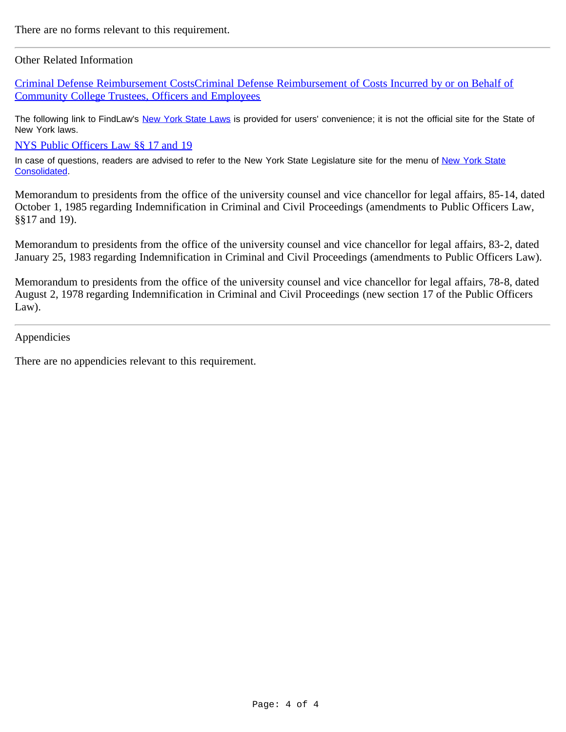There are no forms relevant to this requirement.

---

## Other Related Information

Criminal Defense Reimbursement CostsCriminal Defense Reimbursement of Costs Incurred by or on Behalf of Community College Trustees, Officers and Employees

The following link to FindLaw's New York State Laws is provided for users' convenience; it is not the official site for the State of New York laws.

NYS Public Officers Law §§ 17 and 19

In case of questions, readers are advised to refer to the New York State Legislature site for the menu of New York State Consolidated.

Memorandum to presidents from the office of the university counsel and vice chancellor for legal affairs, 85-14, dated October 1, 1985 regarding Indemnification in Criminal and Civil Proceedings (amendments to Public Officers Law, §§17 and 19).

Memorandum to presidents from the office of the university counsel and vice chancellor for legal affairs, 83-2, dated January 25, 1983 regarding Indemnification in Criminal and Civil Proceedings (amendments to Public Officers Law).

Memorandum to presidents from the office of the university counsel and vice chancellor for legal affairs, 78-8, dated August 2, 1978 regarding Indemnification in Criminal and Civil Proceedings (new section 17 of the Public Officers Law).

---

## Appendicies

There are no appendicies relevant to this requirement.